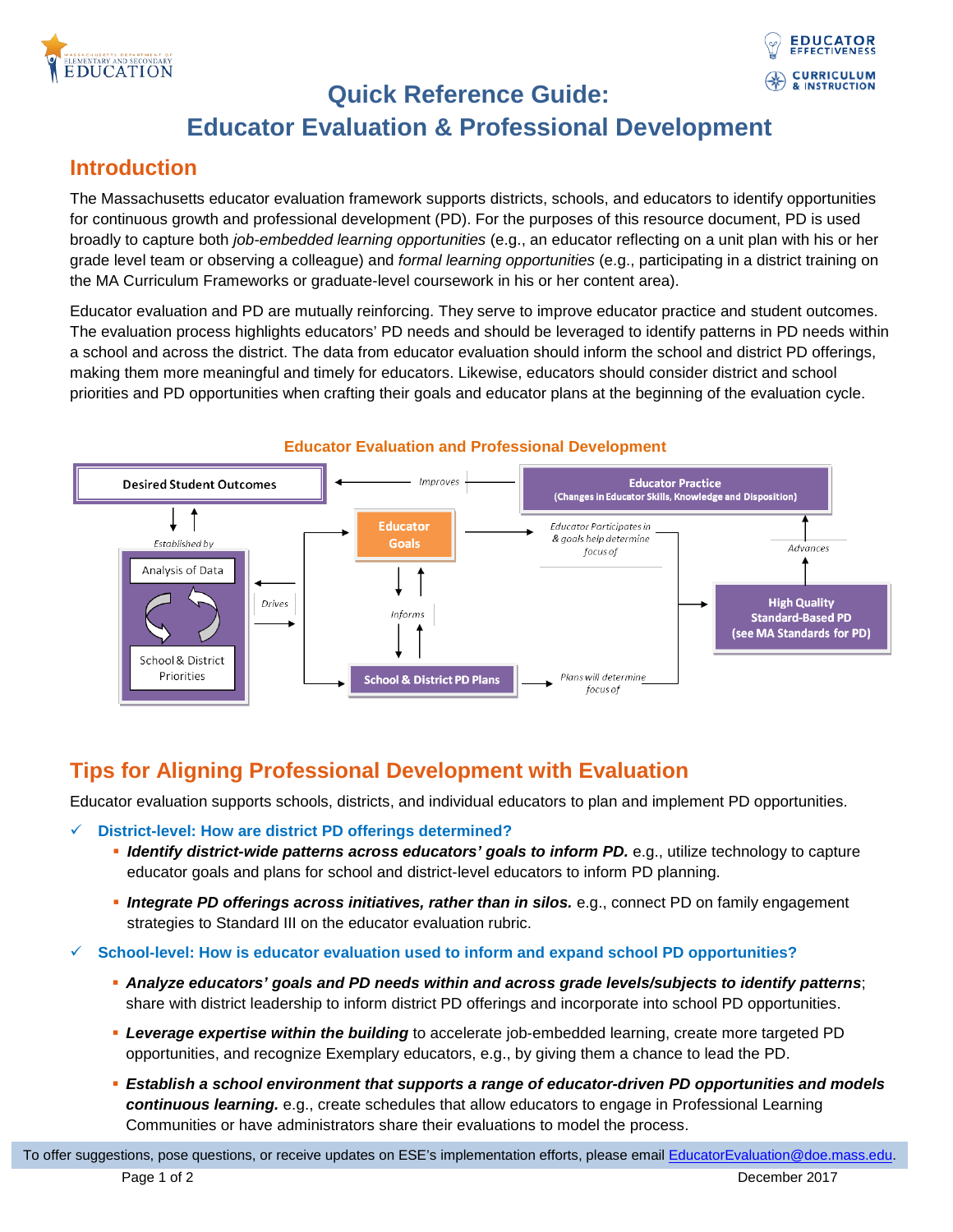# Quick Reference Guide: Educator Evaluation & Professional Development

## Introduction

The Massachusetts educator evaluation framework supports districts, schools, and educators to identify opportunities for continuous growth and professional development (PD). For the purposes of this resource document, PD is used broadly to capture both *job-embedded learning opportunities* (e.g., an educator reflecting on a unit plan with his or her grade level team or observing a colleague) and *formal learning opportunities* (e.g., participating in a district training on the MA Curriculum Frameworks or graduate-level coursework in his or her content area).

Educator evaluation and PD are mutually reinforcing. They serve to improve educator practice and student outcomes. The evaluation process highlights educators' PD needs and should be leveraged to identify patterns in PD needs within a school and across the district. The data from educator evaluation should inform the school and district PD offerings, making them more meaningful and timely for educators. Likewise, educators should consider district and school priorities and PD opportunities when crafting their goals and educator plans at the beginning of the evaluation cycle.

**Educator Evaluation and Professional Development**

Desired Student Outcomes ← Improves ← Educator Practice (Changes in Educator Skills, Knowledge and Disposition)

Desired Student Outcomes ↕ Established by: Analysis of Data ⟲ School & District Priorities

Drives → Educator Goals; School & District PD Plans

Educator Goals ↕ Informs ↕ School & District PD Plans

Educator Participates in & goals help determine focus of → High Quality Standard-Based PD (see MA Standards for PD)

Plans will determine focus of → High Quality Standard-Based PD (see MA Standards for PD)

High Quality Standard-Based PD → Advances → Educator Practice

## Tips for Aligning Professional Development with Evaluation

Educator evaluation supports schools, districts, and individual educators to plan and implement PD opportunities.

- ✓ **District-level: How are district PD offerings determined?**
  - ***Identify district-wide patterns across educators' goals to inform PD.*** e.g., utilize technology to capture educator goals and plans for school and district-level educators to inform PD planning.
  - ***Integrate PD offerings across initiatives, rather than in silos.*** e.g., connect PD on family engagement strategies to Standard III on the educator evaluation rubric.
- ✓ **School-level: How is educator evaluation used to inform and expand school PD opportunities?**
  - ***Analyze educators' goals and PD needs within and across grade levels/subjects to identify patterns***; share with district leadership to inform district PD offerings and incorporate into school PD opportunities.
  - ***Leverage expertise within the building*** to accelerate job-embedded learning, create more targeted PD opportunities, and recognize Exemplary educators, e.g., by giving them a chance to lead the PD.
  - ***Establish a school environment that supports a range of educator-driven PD opportunities and models continuous learning.*** e.g., create schedules that allow educators to engage in Professional Learning Communities or have administrators share their evaluations to model the process.

To offer suggestions, pose questions, or receive updates on ESE's implementation efforts, please email EducatorEvaluation@doe.mass.edu.

December 2017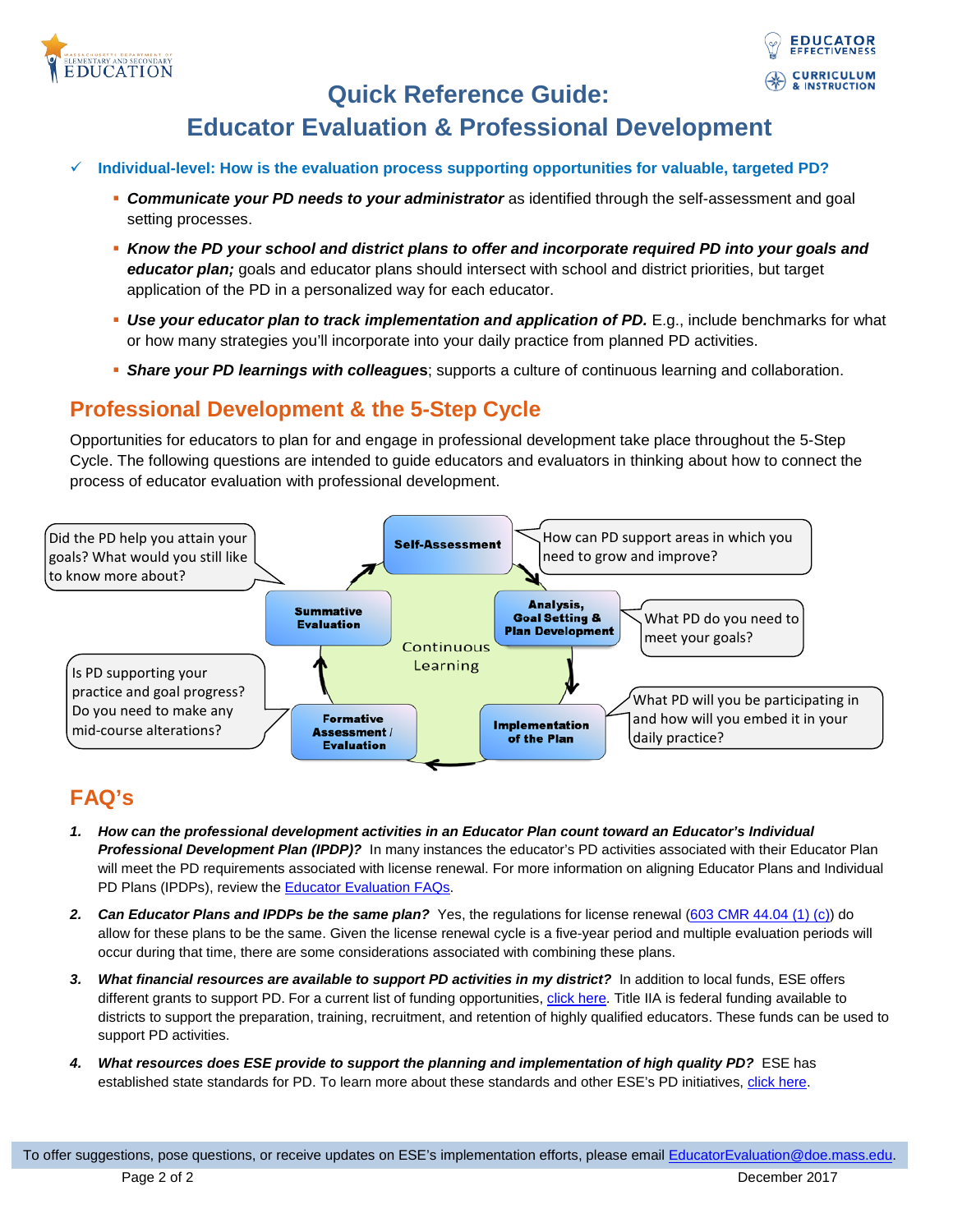# Quick Reference Guide:
# Educator Evaluation & Professional Development

✓ **Individual-level: How is the evaluation process supporting opportunities for valuable, targeted PD?**

- ***Communicate your PD needs to your administrator*** as identified through the self-assessment and goal setting processes.
- ***Know the PD your school and district plans to offer and incorporate required PD into your goals and educator plan;*** goals and educator plans should intersect with school and district priorities, but target application of the PD in a personalized way for each educator.
- ***Use your educator plan to track implementation and application of PD.*** E.g., include benchmarks for what or how many strategies you'll incorporate into your daily practice from planned PD activities.
- ***Share your PD learnings with colleagues***; supports a culture of continuous learning and collaboration.

## Professional Development & the 5-Step Cycle

Opportunities for educators to plan for and engage in professional development take place throughout the 5-Step Cycle. The following questions are intended to guide educators and evaluators in thinking about how to connect the process of educator evaluation with professional development.

Continuous Learning

Self-Assessment

How can PD support areas in which you need to grow and improve?

Analysis, Goal Setting & Plan Development

What PD do you need to meet your goals?

Implementation of the Plan

What PD will you be participating in and how will you embed it in your daily practice?

Formative Assessment / Evaluation

Is PD supporting your practice and goal progress? Do you need to make any mid-course alterations?

Summative Evaluation

Did the PD help you attain your goals? What would you still like to know more about?

## FAQ's

1. ***How can the professional development activities in an Educator Plan count toward an Educator's Individual Professional Development Plan (IPDP)?*** In many instances the educator's PD activities associated with their Educator Plan will meet the PD requirements associated with license renewal. For more information on aligning Educator Plans and Individual PD Plans (IPDPs), review the Educator Evaluation FAQs.
2. ***Can Educator Plans and IPDPs be the same plan?*** Yes, the regulations for license renewal (603 CMR 44.04 (1) (c)) do allow for these plans to be the same. Given the license renewal cycle is a five-year period and multiple evaluation periods will occur during that time, there are some considerations associated with combining these plans.
3. ***What financial resources are available to support PD activities in my district?*** In addition to local funds, ESE offers different grants to support PD. For a current list of funding opportunities, click here. Title IIA is federal funding available to districts to support the preparation, training, recruitment, and retention of highly qualified educators. These funds can be used to support PD activities.
4. ***What resources does ESE provide to support the planning and implementation of high quality PD?*** ESE has established state standards for PD. To learn more about these standards and other ESE's PD initiatives, click here.

To offer suggestions, pose questions, or receive updates on ESE's implementation efforts, please email EducatorEvaluation@doe.mass.edu.

December 2017